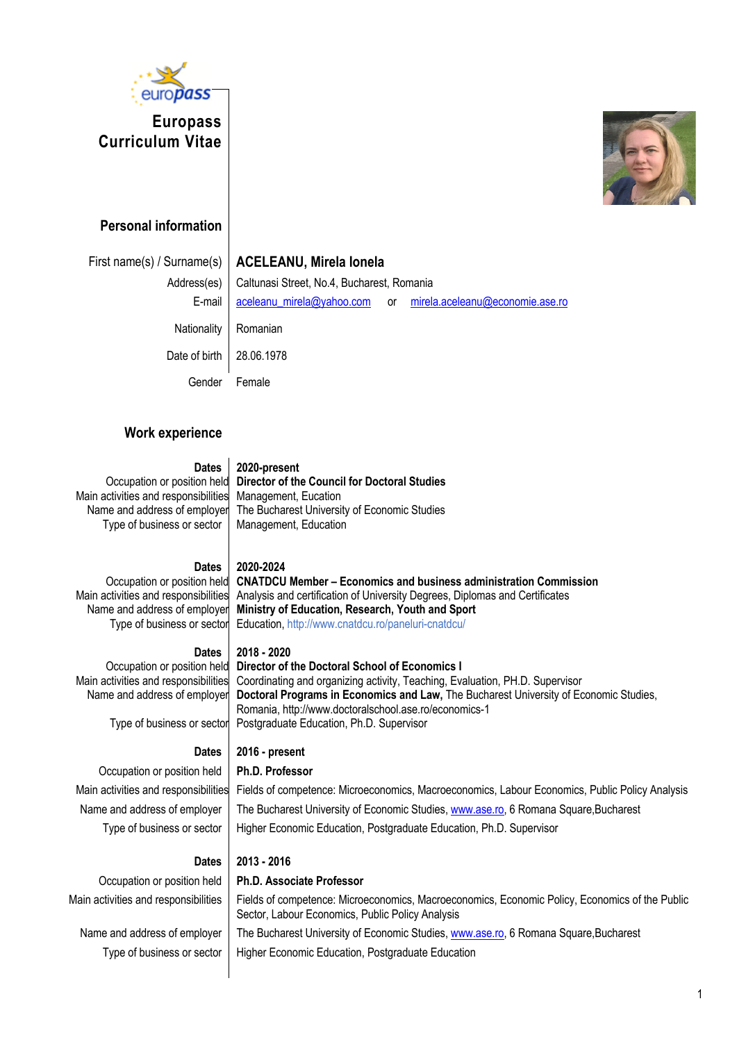# Europass Curriculum Vitae

## Personal information

| | |
|---|---|
| First name(s) / Surname(s) | **ACELEANU, Mirela Ionela** |
| Address(es) | Caltunasi Street, No.4, Bucharest, Romania |
| E-mail | aceleanu_mirela@yahoo.com or mirela.aceleanu@economie.ase.ro |
| Nationality | Romanian |
| Date of birth | 28.06.1978 |
| Gender | Female |

## Work experience

| | |
|---|---|
| **Dates** | **2020-present** |
| Occupation or position held | **Director of the Council for Doctoral Studies** |
| Main activities and responsibilities | Management, Eucation |
| Name and address of employer | The Bucharest University of Economic Studies |
| Type of business or sector | Management, Education |

| | |
|---|---|
| **Dates** | **2020-2024** |
| Occupation or position held | **CNATDCU Member – Economics and business administration Commission** |
| Main activities and responsibilities | Analysis and certification of University Degrees, Diplomas and Certificates |
| Name and address of employer | **Ministry of Education, Research, Youth and Sport** |
| Type of business or sector | Education, http://www.cnatdcu.ro/paneluri-cnatdcu/ |

| | |
|---|---|
| **Dates** | **2018 - 2020** |
| Occupation or position held | **Director of the Doctoral School of Economics I** |
| Main activities and responsibilities | Coordinating and organizing activity, Teaching, Evaluation, PH.D. Supervisor |
| Name and address of employer | **Doctoral Programs in Economics and Law,** The Bucharest University of Economic Studies, Romania, http://www.doctoralschool.ase.ro/economics-1 |
| Type of business or sector | Postgraduate Education, Ph.D. Supervisor |

| | |
|---|---|
| **Dates** | **2016 - present** |
| Occupation or position held | **Ph.D. Professor** |
| Main activities and responsibilities | Fields of competence: Microeconomics, Macroeconomics, Labour Economics, Public Policy Analysis |
| Name and address of employer | The Bucharest University of Economic Studies, www.ase.ro, 6 Romana Square,Bucharest |
| Type of business or sector | Higher Economic Education, Postgraduate Education, Ph.D. Supervisor |

| | |
|---|---|
| **Dates** | **2013 - 2016** |
| Occupation or position held | **Ph.D. Associate Professor** |
| Main activities and responsibilities | Fields of competence: Microeconomics, Macroeconomics, Economic Policy, Economics of the Public Sector, Labour Economics, Public Policy Analysis |
| Name and address of employer | The Bucharest University of Economic Studies, www.ase.ro, 6 Romana Square,Bucharest |
| Type of business or sector | Higher Economic Education, Postgraduate Education |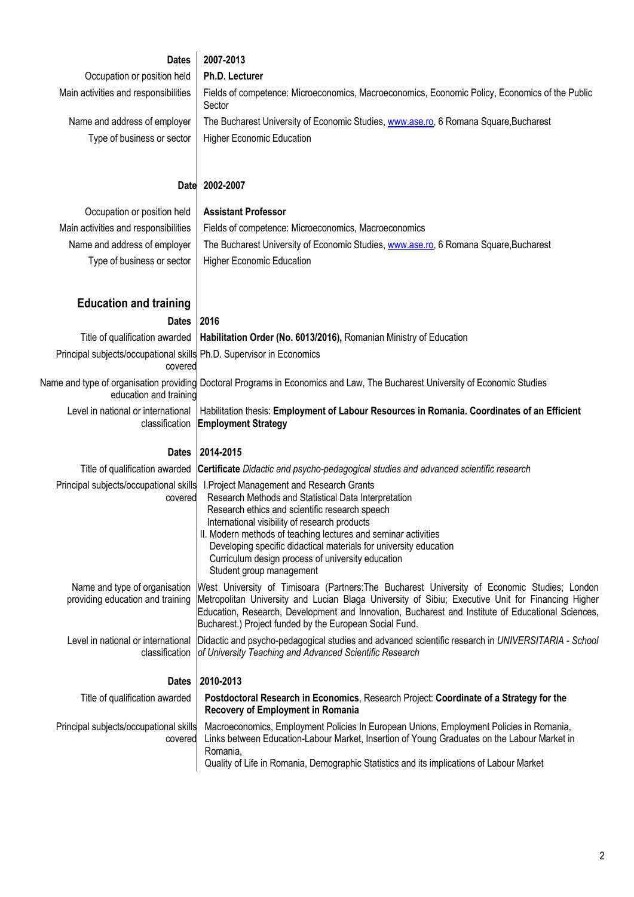| | |
|---|---|
| **Dates** | **2007-2013** |
| Occupation or position held | **Ph.D. Lecturer** |
| Main activities and responsibilities | Fields of competence: Microeconomics, Macroeconomics, Economic Policy, Economics of the Public Sector |
| Name and address of employer | The Bucharest University of Economic Studies, www.ase.ro, 6 Romana Square,Bucharest |
| Type of business or sector | Higher Economic Education |
| | |
| **Date** | **2002-2007** |
| Occupation or position held | **Assistant Professor** |
| Main activities and responsibilities | Fields of competence: Microeconomics, Macroeconomics |
| Name and address of employer | The Bucharest University of Economic Studies, www.ase.ro, 6 Romana Square,Bucharest |
| Type of business or sector | Higher Economic Education |

## Education and training

| | |
|---|---|
| **Dates** | **2016** |
| Title of qualification awarded | **Habilitation Order (No. 6013/2016),** Romanian Ministry of Education |
| Principal subjects/occupational skills covered | Ph.D. Supervisor in Economics |
| Name and type of organisation providing education and training | Doctoral Programs in Economics and Law, The Bucharest University of Economic Studies |
| Level in national or international classification | Habilitation thesis: **Employment of Labour Resources in Romania. Coordinates of an Efficient Employment Strategy** |
| | |
| **Dates** | **2014-2015** |
| Title of qualification awarded | **Certificate** *Didactic and psycho-pedagogical studies and advanced scientific research* |
| Principal subjects/occupational skills covered | I.Project Management and Research Grants<br>Research Methods and Statistical Data Interpretation<br>Research ethics and scientific research speech<br>International visibility of research products<br>II. Modern methods of teaching lectures and seminar activities<br>Developing specific didactical materials for university education<br>Curriculum design process of university education<br>Student group management |
| Name and type of organisation providing education and training | West University of Timisoara (Partners:The Bucharest University of Economic Studies; London Metropolitan University and Lucian Blaga University of Sibiu; Executive Unit for Financing Higher Education, Research, Development and Innovation, Bucharest and Institute of Educational Sciences, Bucharest.) Project funded by the European Social Fund. |
| Level in national or international classification | Didactic and psycho-pedagogical studies and advanced scientific research in *UNIVERSITARIA - School of University Teaching and Advanced Scientific Research* |
| | |
| **Dates** | **2010-2013** |
| Title of qualification awarded | **Postdoctoral Research in Economics**, Research Project: **Coordinate of a Strategy for the Recovery of Employment in Romania** |
| Principal subjects/occupational skills covered | Macroeconomics, Employment Policies In European Unions, Employment Policies in Romania, Links between Education-Labour Market, Insertion of Young Graduates on the Labour Market in Romania,<br>Quality of Life in Romania, Demographic Statistics and its implications of Labour Market |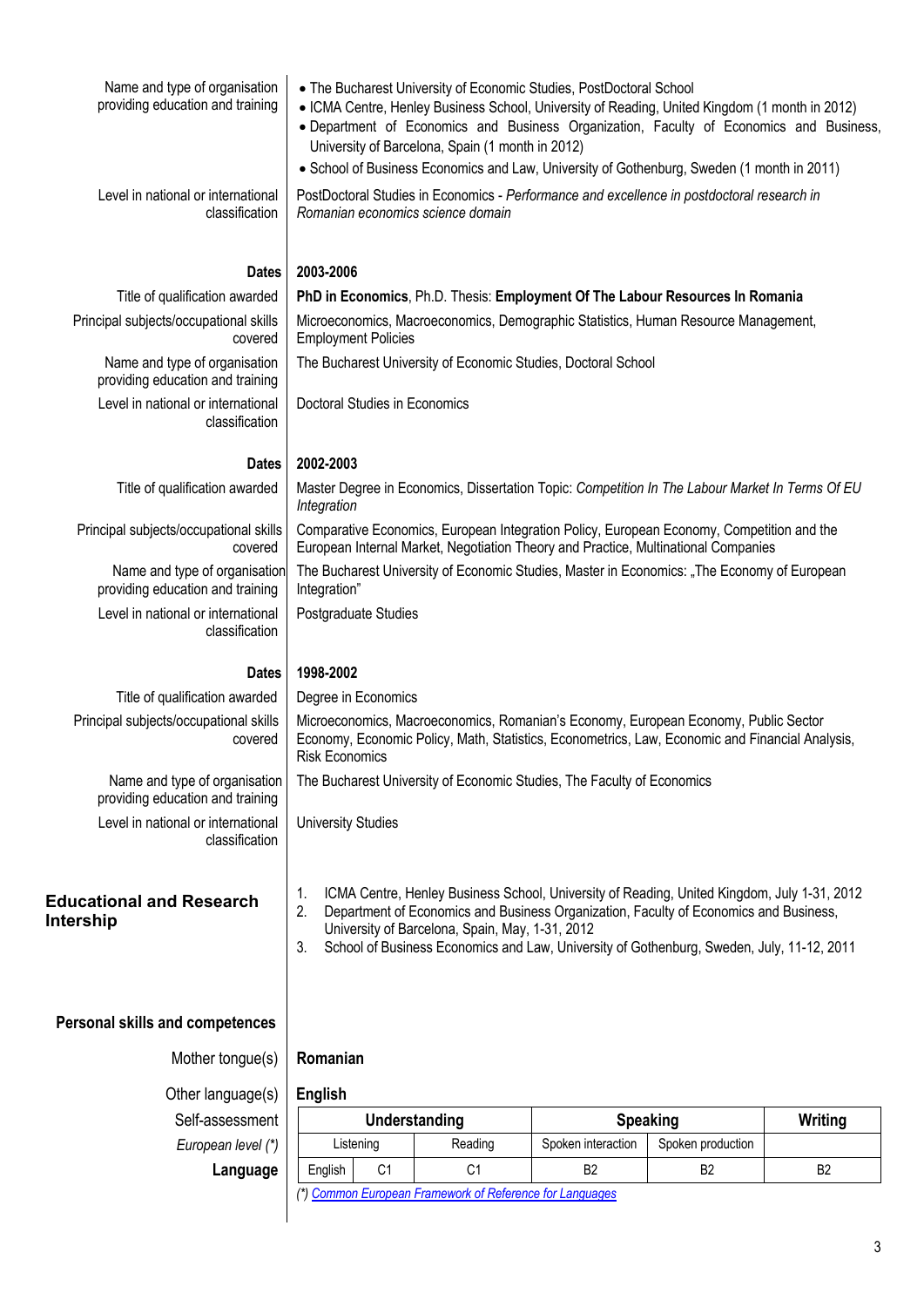| | |
|---|---|
| Name and type of organisation providing education and training | • The Bucharest University of Economic Studies, PostDoctoral School<br>• ICMA Centre, Henley Business School, University of Reading, United Kingdom (1 month in 2012)<br>• Department of Economics and Business Organization, Faculty of Economics and Business, University of Barcelona, Spain (1 month in 2012)<br>• School of Business Economics and Law, University of Gothenburg, Sweden (1 month in 2011) |
| Level in national or international classification | PostDoctoral Studies in Economics - *Performance and excellence in postdoctoral research in Romanian economics science domain* |
| **Dates** | **2003-2006** |
| Title of qualification awarded | **PhD in Economics**, Ph.D. Thesis: **Employment Of The Labour Resources In Romania** |
| Principal subjects/occupational skills covered | Microeconomics, Macroeconomics, Demographic Statistics, Human Resource Management, Employment Policies |
| Name and type of organisation providing education and training | The Bucharest University of Economic Studies, Doctoral School |
| Level in national or international classification | Doctoral Studies in Economics |
| **Dates** | **2002-2003** |
| Title of qualification awarded | Master Degree in Economics, Dissertation Topic: *Competition In The Labour Market In Terms Of EU Integration* |
| Principal subjects/occupational skills covered | Comparative Economics, European Integration Policy, European Economy, Competition and the European Internal Market, Negotiation Theory and Practice, Multinational Companies |
| Name and type of organisation providing education and training | The Bucharest University of Economic Studies, Master in Economics: „The Economy of European Integration" |
| Level in national or international classification | Postgraduate Studies |
| **Dates** | **1998-2002** |
| Title of qualification awarded | Degree in Economics |
| Principal subjects/occupational skills covered | Microeconomics, Macroeconomics, Romanian's Economy, European Economy, Public Sector Economy, Economic Policy, Math, Statistics, Econometrics, Law, Economic and Financial Analysis, Risk Economics |
| Name and type of organisation providing education and training | The Bucharest University of Economic Studies, The Faculty of Economics |
| Level in national or international classification | University Studies |

## Educational and Research Intership

1. ICMA Centre, Henley Business School, University of Reading, United Kingdom, July 1-31, 2012
2. Department of Economics and Business Organization, Faculty of Economics and Business, University of Barcelona, Spain, May, 1-31, 2012
3. School of Business Economics and Law, University of Gothenburg, Sweden, July, 11-12, 2011

## Personal skills and competences

Mother tongue(s): **Romanian**

Other language(s): **English**

Self-assessment

| *European level (\*)* | Understanding | | Speaking | | Writing |
|---|---|---|---|---|---|
| | Listening | Reading | Spoken interaction | Spoken production | |
| **Language** English | C1 | C1 | B2 | B2 | B2 |

*(\*) Common European Framework of Reference for Languages*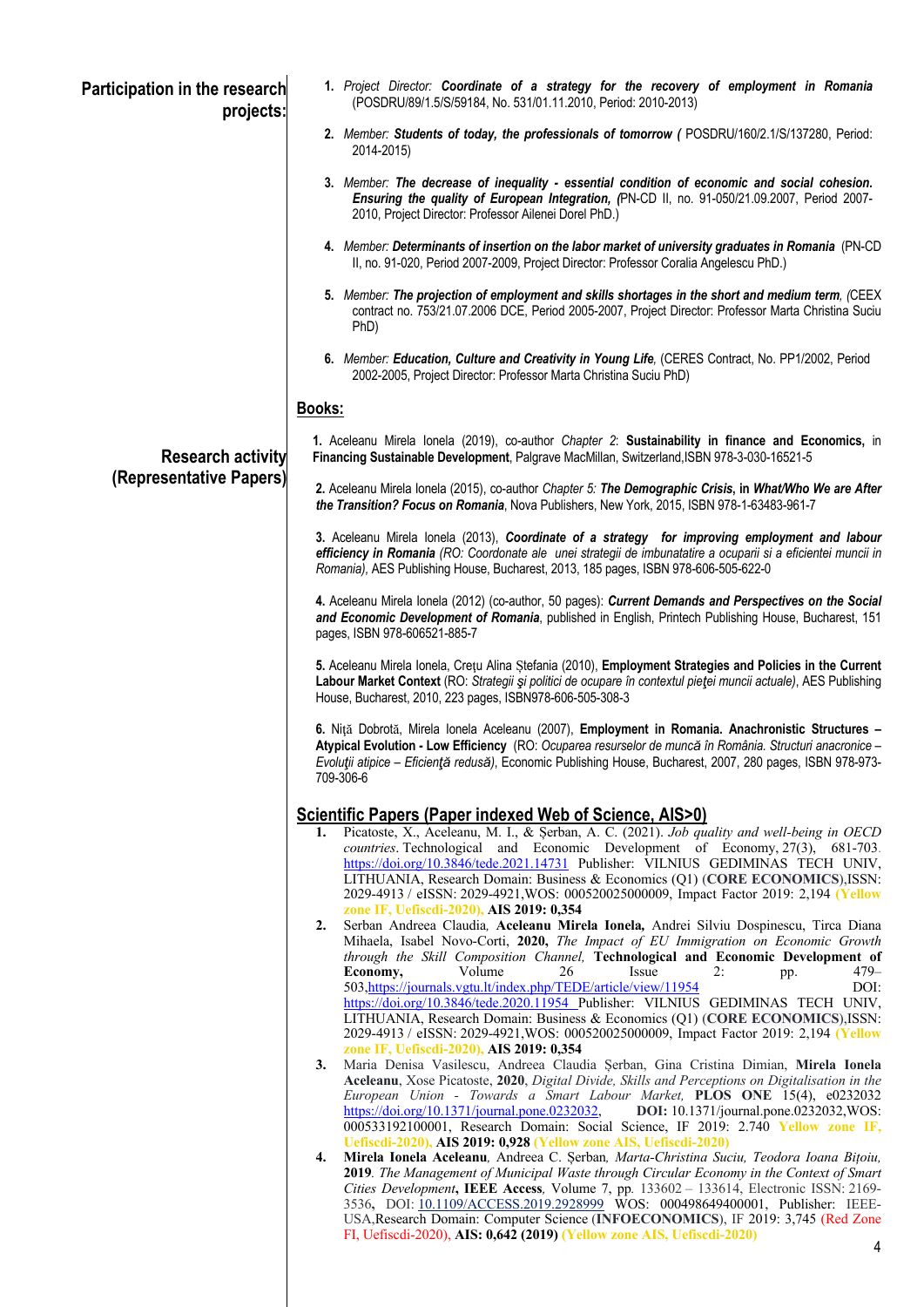**Participation in the research projects:**

1. *Project Director:* ***Coordinate of a strategy for the recovery of employment in Romania*** (POSDRU/89/1.5/S/59184, No. 531/01.11.2010, Period: 2010-2013)

2. *Member:* ***Students of today, the professionals of tomorrow (*** POSDRU/160/2.1/S/137280, Period: 2014-2015)

3. *Member:* ***The decrease of inequality - essential condition of economic and social cohesion. Ensuring the quality of European Integration, (***PN-CD II, no. 91-050/21.09.2007, Period 2007-2010, Project Director: Professor Ailenei Dorel PhD.)

4. *Member:* ***Determinants of insertion on the labor market of university graduates in Romania*** (PN-CD II, no. 91-020, Period 2007-2009, Project Director: Professor Coralia Angelescu PhD.)

5. *Member:* ***The projection of employment and skills shortages in the short and medium term****, (*CEEX contract no. 753/21.07.2006 DCE, Period 2005-2007, Project Director: Professor Marta Christina Suciu PhD)

6. *Member:* ***Education, Culture and Creativity in Young Life****,* (CERES Contract, No. PP1/2002, Period 2002-2005, Project Director: Professor Marta Christina Suciu PhD)

**Research activity (Representative Papers)**

## Books:

**1.** Aceleanu Mirela Ionela (2019), co-author *Chapter 2*: **Sustainability in finance and Economics,** in **Financing Sustainable Development**, Palgrave MacMillan, Switzerland,ISBN 978-3-030-16521-5

**2.** Aceleanu Mirela Ionela (2015), co-author *Chapter 5:* ***The Demographic Crisis*****, in *What/Who We are After the Transition? Focus on Romania***, Nova Publishers, New York, 2015, ISBN 978-1-63483-961-7

**3.** Aceleanu Mirela Ionela (2013), ***Coordinate of a strategy for improving employment and labour efficiency in Romania*** *(RO: Coordonate ale unei strategii de imbunatatire a ocuparii si a eficientei muncii in Romania),* AES Publishing House, Bucharest, 2013, 185 pages, ISBN 978-606-505-622-0

**4.** Aceleanu Mirela Ionela (2012) (co-author, 50 pages): ***Current Demands and Perspectives on the Social and Economic Development of Romania***, published in English, Printech Publishing House, Bucharest, 151 pages, ISBN 978-606521-885-7

**5.** Aceleanu Mirela Ionela, Crețu Alina Ștefania (2010), **Employment Strategies and Policies in the Current Labour Market Context** (RO: *Strategii şi politici de ocupare în contextul pieţei muncii actuale)*, AES Publishing House, Bucharest, 2010, 223 pages, ISBN978-606-505-308-3

**6.** Niţă Dobrotă, Mirela Ionela Aceleanu (2007), **Employment in Romania. Anachronistic Structures – Atypical Evolution - Low Efficiency** (RO: *Ocuparea resurselor de muncă în România. Structuri anacronice – Evoluţii atipice – Eficienţă redusă)*, Economic Publishing House, Bucharest, 2007, 280 pages, ISBN 978-973-709-306-6

## Scientific Papers (Paper indexed Web of Science, AIS>0)

1. Picatoste, X., Aceleanu, M. I., & Şerban, A. C. (2021). *Job quality and well-being in OECD countries*. Technological and Economic Development of Economy, 27(3), 681-703. https://doi.org/10.3846/tede.2021.14731 Publisher: VILNIUS GEDIMINAS TECH UNIV, LITHUANIA, Research Domain: Business & Economics (Q1) (**CORE ECONOMICS**),ISSN: 2029-4913 / eISSN: 2029-4921,WOS: 000520025000009, Impact Factor 2019: 2,194 **(Yellow zone IF, Uefiscdi-2020)**, **AIS 2019: 0,354**
2. Serban Andreea Claudia*,* **Aceleanu Mirela Ionela,** Andrei Silviu Dospinescu, Tirca Diana Mihaela, Isabel Novo-Corti, **2020,** *The Impact of EU Immigration on Economic Growth through the Skill Composition Channel,* **Technological and Economic Development of Economy,** Volume 26 Issue 2: pp. 479–503,https://journals.vgtu.lt/index.php/TEDE/article/view/11954 DOI: https://doi.org/10.3846/tede.2020.11954 Publisher: VILNIUS GEDIMINAS TECH UNIV, LITHUANIA, Research Domain: Business & Economics (Q1) (**CORE ECONOMICS**),ISSN: 2029-4913 / eISSN: 2029-4921,WOS: 000520025000009, Impact Factor 2019: 2,194 **(Yellow zone IF, Uefiscdi-2020)**, **AIS 2019: 0,354**
3. Maria Denisa Vasilescu, Andreea Claudia Şerban, Gina Cristina Dimian, **Mirela Ionela Aceleanu**, Xose Picatoste, **2020**, *Digital Divide, Skills and Perceptions on Digitalisation in the European Union - Towards a Smart Labour Market,* **PLOS ONE** 15(4), e0232032 https://doi.org/10.1371/journal.pone.0232032, **DOI:** 10.1371/journal.pone.0232032,WOS: 000533192100001, Research Domain: Social Science, IF 2019: 2.740 **Yellow zone IF, Uefiscdi-2020), AIS 2019: 0,928 (Yellow zone AIS, Uefiscdi-2020)**
4. **Mirela Ionela Aceleanu***,* Andreea C. Şerban*, Marta-Christina Suciu, Teodora Ioana Biţoiu,* **2019***. The Management of Municipal Waste through Circular Economy in the Context of Smart Cities Development*, **IEEE Access***,* Volume 7, pp. 133602 – 133614, Electronic ISSN: 2169-3536**,** DOI: 10.1109/ACCESS.2019.2928999 WOS: 000498649400001, Publisher: IEEE-USA,Research Domain: Computer Science (**INFOECONOMICS**), IF 2019: 3,745 (Red Zone FI, Uefiscdi-2020), **AIS: 0,642 (2019) (Yellow zone AIS, Uefiscdi-2020)**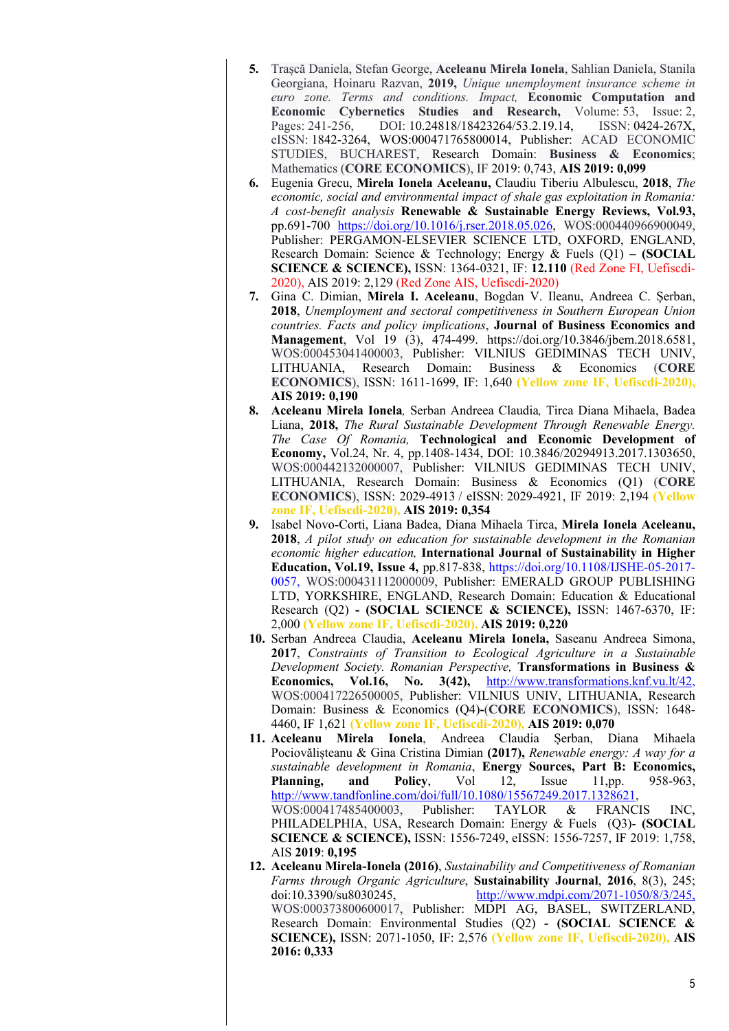5. Trașcă Daniela, Stefan George, **Aceleanu Mirela Ionela**, Sahlian Daniela, Stanila Georgiana, Hoinaru Razvan, **2019,** *Unique unemployment insurance scheme in euro zone. Terms and conditions. Impact,* **Economic Computation and Economic Cybernetics Studies and Research,** Volume: 53, Issue: 2, Pages: 241-256, DOI: 10.24818/18423264/53.2.19.14, ISSN: 0424-267X, eISSN: 1842-3264, WOS:000471765800014, Publisher: ACAD ECONOMIC STUDIES, BUCHAREST, Research Domain: **Business & Economics**; Mathematics (**CORE ECONOMICS**), IF 2019: 0,743, **AIS 2019: 0,099**
6. Eugenia Grecu, **Mirela Ionela Aceleanu,** Claudiu Tiberiu Albulescu, **2018**, *The economic, social and environmental impact of shale gas exploitation in Romania: A cost-benefit analysis* **Renewable & Sustainable Energy Reviews, Vol.93,** pp.691-700 https://doi.org/10.1016/j.rser.2018.05.026, WOS:000440966900049, Publisher: PERGAMON-ELSEVIER SCIENCE LTD, OXFORD, ENGLAND, Research Domain: Science & Technology; Energy & Fuels (Q1) – **(SOCIAL SCIENCE & SCIENCE),** ISSN: 1364-0321, IF: **12.110** (Red Zone FI, Uefiscdi-2020), AIS 2019: 2,129 (Red Zone AIS, Uefiscdi-2020)
7. Gina C. Dimian, **Mirela I. Aceleanu**, Bogdan V. Ileanu, Andreea C. Șerban, **2018**, *Unemployment and sectoral competitiveness in Southern European Union countries. Facts and policy implications*, **Journal of Business Economics and Management**, Vol 19 (3), 474-499. https://doi.org/10.3846/jbem.2018.6581, WOS:000453041400003, Publisher: VILNIUS GEDIMINAS TECH UNIV, LITHUANIA, Research Domain: Business & Economics (**CORE ECONOMICS**), ISSN: 1611-1699, IF: 1,640 **(Yellow zone IF, Uefiscdi-2020), AIS 2019: 0,190**
8. **Aceleanu Mirela Ionela***,* Serban Andreea Claudia*,* Tirca Diana Mihaela, Badea Liana, **2018,** *The Rural Sustainable Development Through Renewable Energy. The Case Of Romania,* **Technological and Economic Development of Economy,** Vol.24, Nr. 4, pp.1408-1434, DOI: 10.3846/20294913.2017.1303650, WOS:000442132000007, Publisher: VILNIUS GEDIMINAS TECH UNIV, LITHUANIA, Research Domain: Business & Economics (Q1) (**CORE ECONOMICS**), ISSN: 2029-4913 / eISSN: 2029-4921, IF 2019: 2,194 **(Yellow zone IF, Uefiscdi-2020), AIS 2019: 0,354**
9. Isabel Novo-Corti, Liana Badea, Diana Mihaela Tirca, **Mirela Ionela Aceleanu, 2018**, *A pilot study on education for sustainable development in the Romanian economic higher education,* **International Journal of Sustainability in Higher Education, Vol.19, Issue 4,** pp.817-838, https://doi.org/10.1108/IJSHE-05-2017-0057, WOS:000431112000009, Publisher: EMERALD GROUP PUBLISHING LTD, YORKSHIRE, ENGLAND, Research Domain: Education & Educational Research (Q2) **- (SOCIAL SCIENCE & SCIENCE),** ISSN: 1467-6370, IF: 2,000 **(Yellow zone IF, Uefiscdi-2020), AIS 2019: 0,220**
10. Serban Andreea Claudia, **Aceleanu Mirela Ionela,** Saseanu Andreea Simona, **2017**, *Constraints of Transition to Ecological Agriculture in a Sustainable Development Society. Romanian Perspective,* **Transformations in Business & Economics, Vol.16, No. 3(42),** http://www.transformations.knf.vu.lt/42, WOS:000417226500005, Publisher: VILNIUS UNIV, LITHUANIA, Research Domain: Business & Economics (Q4)-(**CORE ECONOMICS**), ISSN: 1648-4460, IF 1,621 **(Yellow zone IF, Uefiscdi-2020), AIS 2019: 0,070**
11. **Aceleanu Mirela Ionela**, Andreea Claudia Șerban, Diana Mihaela Pociovălișteanu & Gina Cristina Dimian **(2017),** *Renewable energy: A way for a sustainable development in Romania*, **Energy Sources, Part B: Economics, Planning, and Policy**, Vol 12, Issue 11,pp. 958-963, http://www.tandfonline.com/doi/full/10.1080/15567249.2017.1328621, WOS:000417485400003, Publisher: TAYLOR & FRANCIS INC, PHILADELPHIA, USA, Research Domain: Energy & Fuels (Q3)- **(SOCIAL SCIENCE & SCIENCE),** ISSN: 1556-7249, eISSN: 1556-7257, IF 2019: 1,758, AIS **2019**: **0,195**
12. **Aceleanu Mirela-Ionela (2016)**, *Sustainability and Competitiveness of Romanian Farms through Organic Agriculture*, **Sustainability Journal**, **2016**, 8(3), 245; doi:10.3390/su8030245, http://www.mdpi.com/2071-1050/8/3/245, WOS:000373800600017, Publisher: MDPI AG, BASEL, SWITZERLAND, Research Domain: Environmental Studies (Q2) **- (SOCIAL SCIENCE & SCIENCE),** ISSN: 2071-1050, IF: 2,576 **(Yellow zone IF, Uefiscdi-2020), AIS 2016: 0,333**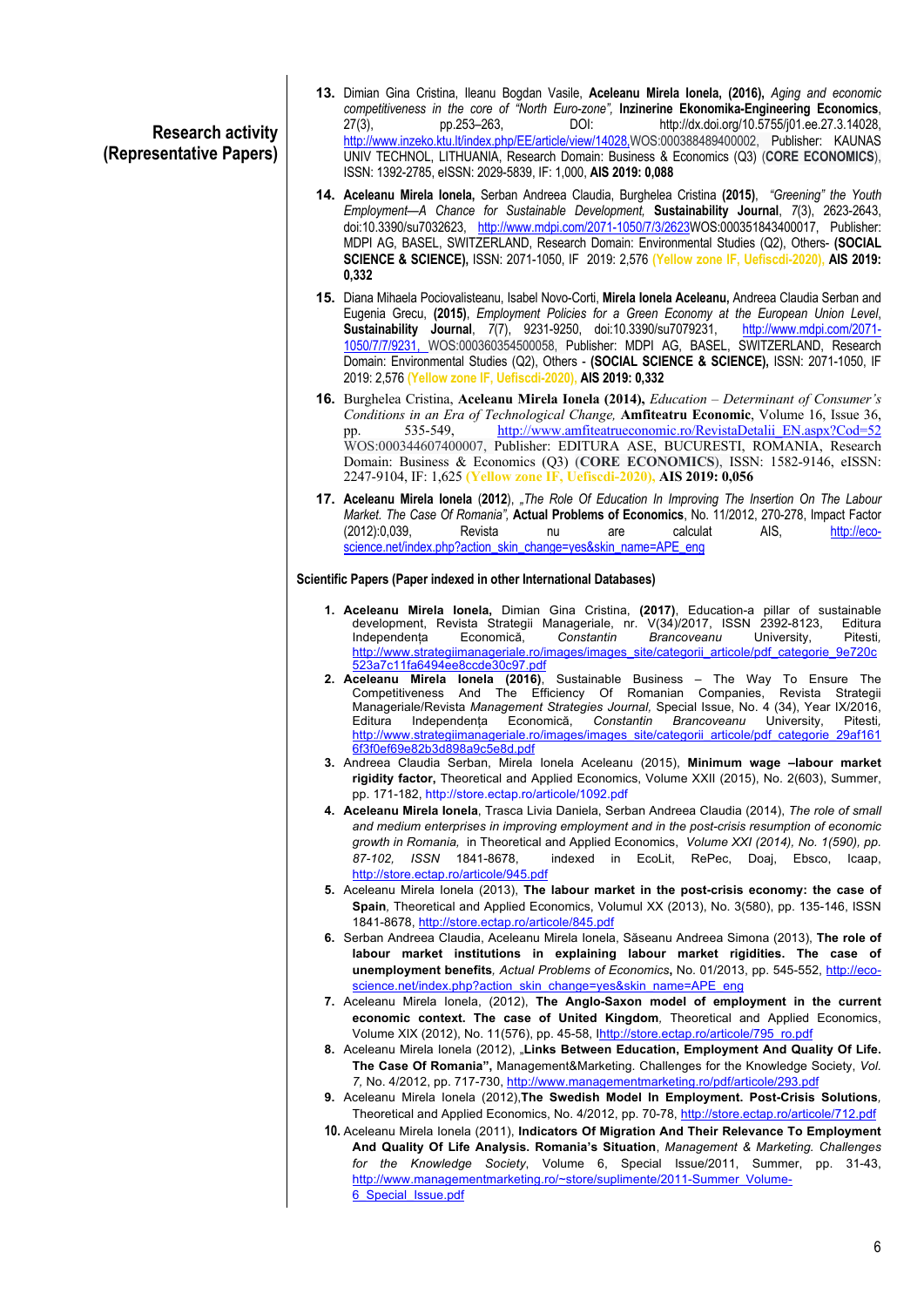## Research activity (Representative Papers)

13. Dimian Gina Cristina, Ileanu Bogdan Vasile, **Aceleanu Mirela Ionela, (2016),** *Aging and economic competitiveness in the core of "North Euro-zone",* **Inzinerine Ekonomika-Engineering Economics**, 27(3), pp.253–263, DOI: http://dx.doi.org/10.5755/j01.ee.27.3.14028, http://www.inzeko.ktu.lt/index.php/EE/article/view/14028,WOS:000388489400002, Publisher: KAUNAS UNIV TECHNOL, LITHUANIA, Research Domain: Business & Economics (Q3) (**CORE ECONOMICS**), ISSN: 1392-2785, eISSN: 2029-5839, IF: 1,000, **AIS 2019: 0,088**

14. **Aceleanu Mirela Ionela,** Serban Andreea Claudia, Burghelea Cristina **(2015)**, *"Greening" the Youth Employment—A Chance for Sustainable Development,* **Sustainability Journal**, 7(3), 2623-2643, doi:10.3390/su7032623, http://www.mdpi.com/2071-1050/7/3/2623WOS:000351843400017, Publisher: MDPI AG, BASEL, SWITZERLAND, Research Domain: Environmental Studies (Q2), Others- **(SOCIAL SCIENCE & SCIENCE),** ISSN: 2071-1050, IF 2019: 2,576 **(Yellow zone IF, Uefiscdi-2020), AIS 2019: 0,332**

15. Diana Mihaela Pociovalisteanu, Isabel Novo-Corti, **Mirela Ionela Aceleanu,** Andreea Claudia Serban and Eugenia Grecu, **(2015)**, *Employment Policies for a Green Economy at the European Union Level*, **Sustainability Journal**, 7(7), 9231-9250, doi:10.3390/su7079231, http://www.mdpi.com/2071-1050/7/7/9231, WOS:000360354500058, Publisher: MDPI AG, BASEL, SWITZERLAND, Research Domain: Environmental Studies (Q2), Others - **(SOCIAL SCIENCE & SCIENCE),** ISSN: 2071-1050, IF 2019: 2,576 **(Yellow zone IF, Uefiscdi-2020), AIS 2019: 0,332**

16. Burghelea Cristina, **Aceleanu Mirela Ionela (2014),** *Education – Determinant of Consumer's Conditions in an Era of Technological Change,* **Amfiteatru Economic**, Volume 16, Issue 36, pp. 535-549, http://www.amfiteatrueconomic.ro/RevistaDetalii_EN.aspx?Cod=52 WOS:000344607400007, Publisher: EDITURA ASE, BUCURESTI, ROMANIA, Research Domain: Business & Economics (Q3) (**CORE ECONOMICS**), ISSN: 1582-9146, eISSN: 2247-9104, IF: 1,625 **(Yellow zone IF, Uefiscdi-2020), AIS 2019: 0,056**

17. **Aceleanu Mirela Ionela** (**2012**), *„The Role Of Education In Improving The Insertion On The Labour Market. The Case Of Romania",* **Actual Problems of Economics**, No. 11/2012, 270-278, Impact Factor (2012):0,039, Revista nu are calculat AIS, http://eco-science.net/index.php?action_skin_change=yes&skin_name=APE_eng

### Scientific Papers (Paper indexed in other International Databases)

1. **Aceleanu Mirela Ionela,** Dimian Gina Cristina, **(2017)**, Education-a pillar of sustainable development, Revista Strategii Manageriale, nr. V(34)/2017, ISSN 2392-8123, Editura Independența Economică, *Constantin Brancoveanu* University, Pitesti, http://www.strategiimanageriale.ro/images/images_site/categorii_articole/pdf_categorie_9e720c523a7c11fa6494ee8ccde30c97.pdf
2. **Aceleanu Mirela Ionela (2016)**, Sustainable Business – The Way To Ensure The Competitiveness And The Efficiency Of Romanian Companies, Revista Strategii Manageriale/Revista *Management Strategies Journal,* Special Issue, No. 4 (34), Year IX/2016, Editura Independența Economică, *Constantin Brancoveanu* University, Pitesti, http://www.strategiimanageriale.ro/images/images_site/categorii_articole/pdf_categorie_29af1616f3f0ef69e82b3d898a9c5e8d.pdf
3. Andreea Claudia Serban, Mirela Ionela Aceleanu (2015), **Minimum wage –labour market rigidity factor,** Theoretical and Applied Economics, Volume XXII (2015), No. 2(603), Summer, pp. 171-182, http://store.ectap.ro/articole/1092.pdf
4. **Aceleanu Mirela Ionela**, Trasca Livia Daniela, Serban Andreea Claudia (2014), *The role of small and medium enterprises in improving employment and in the post-crisis resumption of economic growth in Romania,* in Theoretical and Applied Economics, *Volume XXI (2014), No. 1(590), pp. 87-102, ISSN* 1841-8678, indexed in EcoLit, RePec, Doaj, Ebsco, Icaap, http://store.ectap.ro/articole/945.pdf
5. Aceleanu Mirela Ionela (2013), **The labour market in the post-crisis economy: the case of Spain**, Theoretical and Applied Economics, Volumul XX (2013), No. 3(580), pp. 135-146, ISSN 1841-8678, http://store.ectap.ro/articole/845.pdf
6. Serban Andreea Claudia, Aceleanu Mirela Ionela, Săseanu Andreea Simona (2013), **The role of labour market institutions in explaining labour market rigidities. The case of unemployment benefits**, *Actual Problems of Economics***,** No. 01/2013, pp. 545-552, http://eco-science.net/index.php?action_skin_change=yes&skin_name=APE_eng
7. Aceleanu Mirela Ionela, (2012), **The Anglo-Saxon model of employment in the current economic context. The case of United Kingdom**, Theoretical and Applied Economics, Volume XIX (2012), No. 11(576), pp. 45-58, Ihttp://store.ectap.ro/articole/795_ro.pdf
8. Aceleanu Mirela Ionela (2012), **„Links Between Education, Employment And Quality Of Life. The Case Of Romania",** Management&Marketing. Challenges for the Knowledge Society, *Vol. 7,* No. 4/2012, pp. 717-730, http://www.managementmarketing.ro/pdf/articole/293.pdf
9. Aceleanu Mirela Ionela (2012),**The Swedish Model In Employment. Post-Crisis Solutions**, Theoretical and Applied Economics, No. 4/2012, pp. 70-78, http://store.ectap.ro/articole/712.pdf
10. Aceleanu Mirela Ionela (2011), **Indicators Of Migration And Their Relevance To Employment And Quality Of Life Analysis. Romania's Situation**, *Management & Marketing. Challenges for the Knowledge Society*, Volume 6, Special Issue/2011, Summer, pp. 31-43, http://www.managementmarketing.ro/~store/suplimente/2011-Summer_Volume-6_Special_Issue.pdf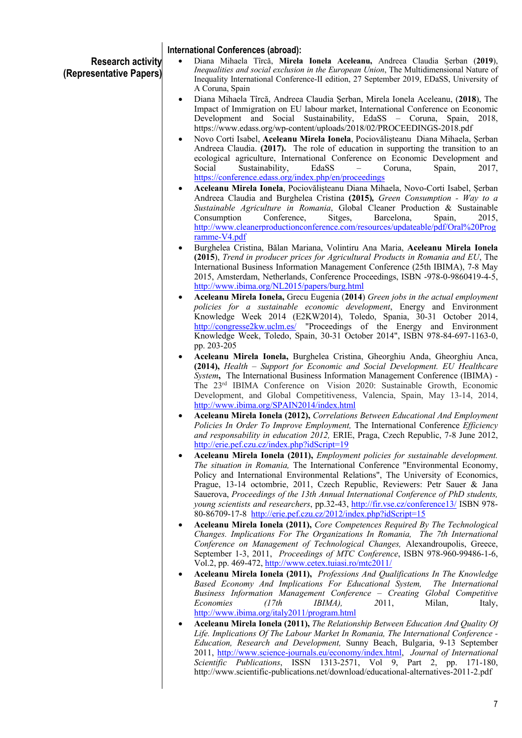**Research activity (Representative Papers)**

**International Conferences (abroad):**

- Diana Mihaela Tîrcă, **Mirela Ionela Aceleanu,** Andreea Claudia Şerban (**2019**), *Inequalities and social exclusion in the European Union*, The Multidimensional Nature of Inequality International Conference-II edition, 27 September 2019, EDaSS, University of A Coruna, Spain
- Diana Mihaela Tîrcă, Andreea Claudia Şerban, Mirela Ionela Aceleanu, (**2018**), The Impact of Immigration on EU labour market, International Conference on Economic Development and Social Sustainability, EdaSS – Coruna, Spain, 2018, https://www.edass.org/wp-content/uploads/2018/02/PROCEEDINGS-2018.pdf
- Novo Corti Isabel, **Aceleanu Mirela Ionela**, Pociovălişteanu Diana Mihaela, Şerban Andreea Claudia. **(2017).** The role of education in supporting the transition to an ecological agriculture, International Conference on Economic Development and Social Sustainability, EdaSS – Coruna, Spain, 2017, https://conference.edass.org/index.php/en/proceedings
- **Aceleanu Mirela Ionela**, Pociovălişteanu Diana Mihaela, Novo-Corti Isabel, Şerban Andreea Claudia and Burghelea Cristina **(2015)***,* *Green Consumption - Way to a Sustainable Agriculture in Romania*, Global Cleaner Production & Sustainable Consumption Conference, Sitges, Barcelona, Spain, 2015, http://www.cleanerproductionconference.com/resources/updateable/pdf/Oral%20Programme-V4.pdf
- Burghelea Cristina, Bălan Mariana, Volintiru Ana Maria, **Aceleanu Mirela Ionela (2015**), *Trend in producer prices for Agricultural Products in Romania and EU*, The International Business Information Management Conference (25th IBIMA), 7-8 May 2015, Amsterdam, Netherlands, Conference Proceedings, ISBN -978-0-9860419-4-5, http://www.ibima.org/NL2015/papers/burg.html
- **Aceleanu Mirela Ionela,** Grecu Eugenia (**2014**) *Green jobs in the actual employment policies for a sustainable economic development*, Energy and Environment Knowledge Week 2014 (E2KW2014), Toledo, Spania, 30-31 October 2014, http://congresse2kw.uclm.es/ "Proceedings of the Energy and Environment Knowledge Week, Toledo, Spain, 30-31 October 2014", ISBN 978-84-697-1163-0, pp. 203-205
- **Aceleanu Mirela Ionela,** Burghelea Cristina, Gheorghiu Anda, Gheorghiu Anca, **(2014),** *Health – Support for Economic and Social Development. EU Healthcare System***,** The International Business Information Management Conference (IBIMA) - The 23rd IBIMA Conference on Vision 2020: Sustainable Growth, Economic Development, and Global Competitiveness, Valencia, Spain, May 13-14, 2014, http://www.ibima.org/SPAIN2014/index.html
- **Aceleanu Mirela Ionela (2012),** *Correlations Between Educational And Employment Policies In Order To Improve Employment,* The International Conference *Efficiency and responsability in education 2012,* ERIE, Praga, Czech Republic, 7-8 June 2012, http://erie.pef.czu.cz/index.php?idScript=19
- **Aceleanu Mirela Ionela (2011),** *Employment policies for sustainable development. The situation in Romania,* The International Conference "Environmental Economy, Policy and International Environmental Relations", The University of Economics, Prague, 13-14 octombrie, 2011, Czech Republic, Reviewers: Petr Sauer & Jana Sauerova, *Proceedings of the 13th Annual International Conference of PhD students, young scientists and researchers*, pp.32-43, http://fir.vse.cz/conference13/ ISBN 978-80-86709-17-8 http://erie.pef.czu.cz/2012/index.php?idScript=15
- **Aceleanu Mirela Ionela (2011),** *Core Competences Required By The Technological Changes. Implications For The Organizations In Romania, The 7th International Conference on Management of Technological Changes,* Alexandroupolis, Greece, September 1-3, 2011, *Proceedings of MTC Conference*, ISBN 978-960-99486-1-6, Vol.2, pp. 469-472, http://www.cetex.tuiasi.ro/mtc2011/
- **Aceleanu Mirela Ionela (2011),** *Professions And Qualifications In The Knowledge Based Economy And Implications For Educational System, The International Business Information Management Conference – Creating Global Competitive Economies (17th IBIMA),* 2011, Milan, Italy, http://www.ibima.org/italy2011/program.html
- **Aceleanu Mirela Ionela (2011),** *The Relationship Between Education And Quality Of Life. Implications Of The Labour Market In Romania, The International Conference - Education, Research and Development,* Sunny Beach, Bulgaria, 9-13 September 2011, http://www.science-journals.eu/economy/index.html, *Journal of International Scientific Publications*, ISSN 1313-2571, Vol 9, Part 2, pp. 171-180, http://www.scientific-publications.net/download/educational-alternatives-2011-2.pdf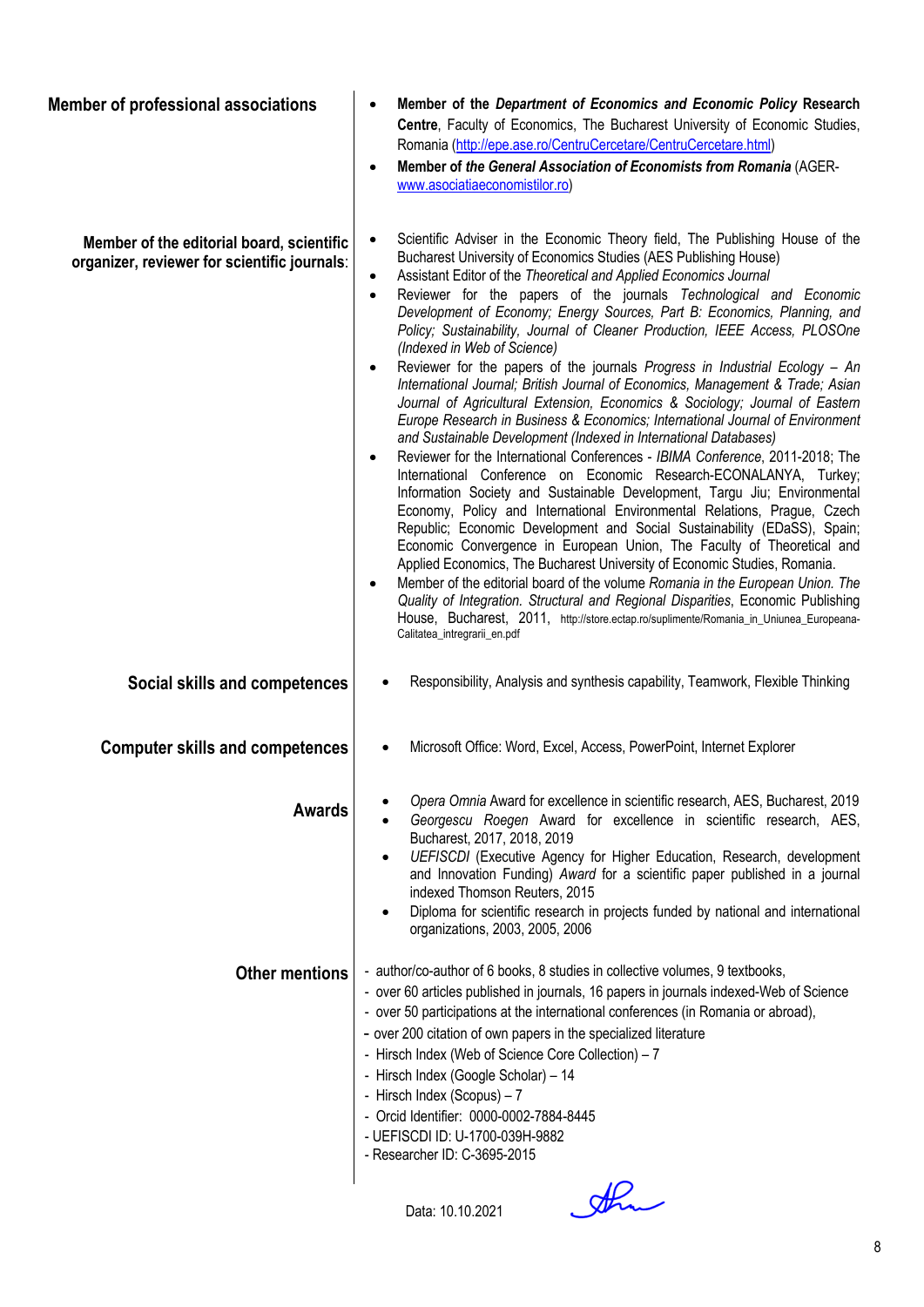**Member of professional associations**

- **Member of the** ***Department of Economics and Economic Policy*** **Research Centre**, Faculty of Economics, The Bucharest University of Economic Studies, Romania (http://epe.ase.ro/CentruCercetare/CentruCercetare.html)
- **Member of** ***the General Association of Economists from Romania*** (AGER- www.asociatiaeconomistilor.ro)

**Member of the editorial board, scientific organizer, reviewer for scientific journals**:

- Scientific Adviser in the Economic Theory field, The Publishing House of the Bucharest University of Economics Studies (AES Publishing House)
- Assistant Editor of the *Theoretical and Applied Economics Journal*
- Reviewer for the papers of the journals *Technological and Economic Development of Economy; Energy Sources, Part B: Economics, Planning, and Policy; Sustainability, Journal of Cleaner Production, IEEE Access, PLOSOne (Indexed in Web of Science)*
- Reviewer for the papers of the journals *Progress in Industrial Ecology – An International Journal; British Journal of Economics, Management & Trade; Asian Journal of Agricultural Extension, Economics & Sociology; Journal of Eastern Europe Research in Business & Economics; International Journal of Environment and Sustainable Development (Indexed in International Databases)*
- Reviewer for the International Conferences - *IBIMA Conference*, 2011-2018; The International Conference on Economic Research-ECONALANYA, Turkey; Information Society and Sustainable Development, Targu Jiu; Environmental Economy, Policy and International Environmental Relations, Prague, Czech Republic; Economic Development and Social Sustainability (EDaSS), Spain; Economic Convergence in European Union, The Faculty of Theoretical and Applied Economics, The Bucharest University of Economic Studies, Romania.
- Member of the editorial board of the volume *Romania in the European Union. The Quality of Integration. Structural and Regional Disparities*, Economic Publishing House, Bucharest, 2011, http://store.ectap.ro/suplimente/Romania_in_Uniunea_Europeana-Calitatea_intregrarii_en.pdf

**Social skills and competences**

- Responsibility, Analysis and synthesis capability, Teamwork, Flexible Thinking

**Computer skills and competences**

- Microsoft Office: Word, Excel, Access, PowerPoint, Internet Explorer

**Awards**

- *Opera Omnia* Award for excellence in scientific research, AES, Bucharest, 2019
- *Georgescu Roegen* Award for excellence in scientific research, AES, Bucharest, 2017, 2018, 2019
- *UEFISCDI* (Executive Agency for Higher Education, Research, development and Innovation Funding) *Award* for a scientific paper published in a journal indexed Thomson Reuters, 2015
- Diploma for scientific research in projects funded by national and international organizations, 2003, 2005, 2006

**Other mentions**

- author/co-author of 6 books, 8 studies in collective volumes, 9 textbooks,
- over 60 articles published in journals, 16 papers in journals indexed-Web of Science
- over 50 participations at the international conferences (in Romania or abroad),
- over 200 citation of own papers in the specialized literature
- Hirsch Index (Web of Science Core Collection) – 7
- Hirsch Index (Google Scholar) – 14
- Hirsch Index (Scopus) – 7
- Orcid Identifier: 0000-0002-7884-8445
- UEFISCDI ID: U-1700-039H-9882
- Researcher ID: C-3695-2015

Data: 10.10.2021